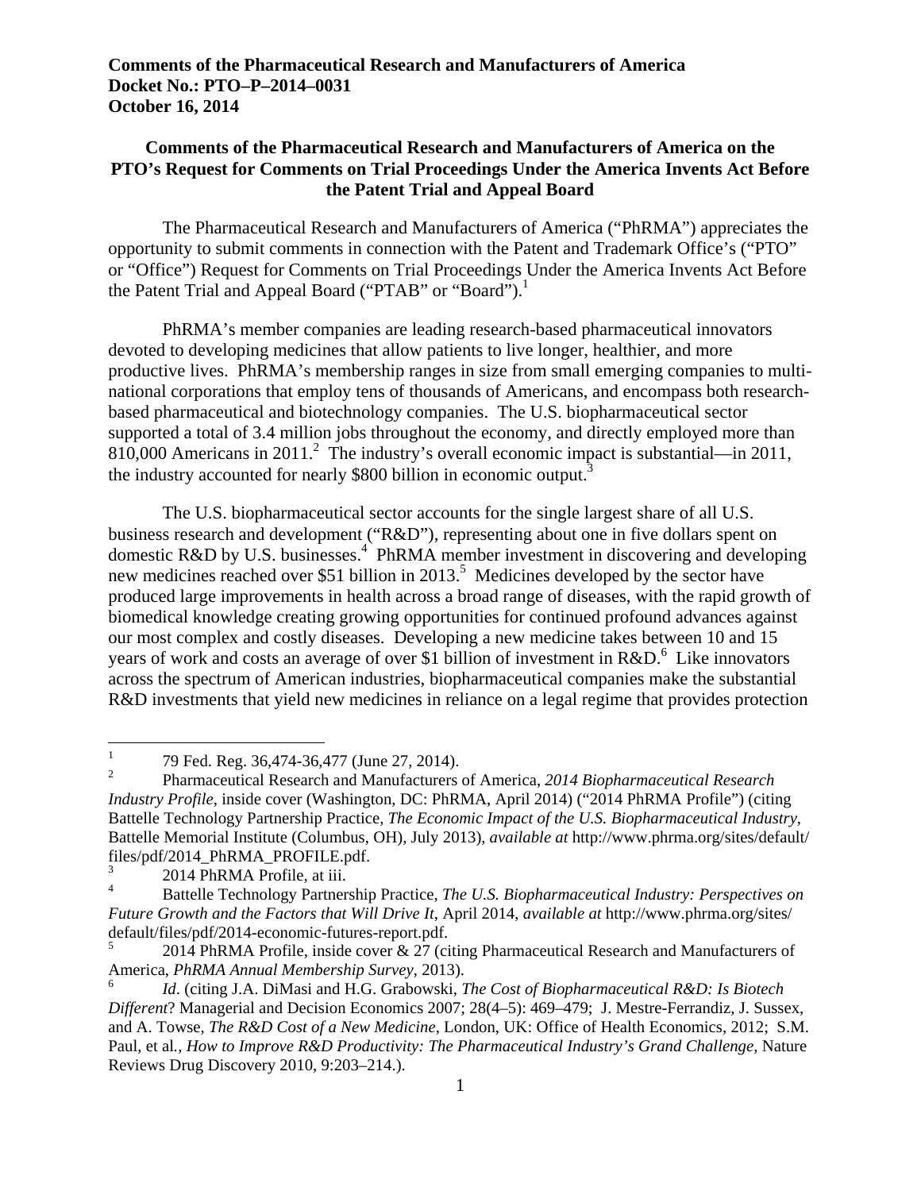**Comments of the Pharmaceutical Research and Manufacturers of America**
**Docket No.: PTO–P–2014–0031**
**October 16, 2014**

## Comments of the Pharmaceutical Research and Manufacturers of America on the PTO's Request for Comments on Trial Proceedings Under the America Invents Act Before the Patent Trial and Appeal Board

The Pharmaceutical Research and Manufacturers of America ("PhRMA") appreciates the opportunity to submit comments in connection with the Patent and Trademark Office's ("PTO" or "Office") Request for Comments on Trial Proceedings Under the America Invents Act Before the Patent Trial and Appeal Board ("PTAB" or "Board").[1]

PhRMA's member companies are leading research-based pharmaceutical innovators devoted to developing medicines that allow patients to live longer, healthier, and more productive lives. PhRMA's membership ranges in size from small emerging companies to multi-national corporations that employ tens of thousands of Americans, and encompass both research-based pharmaceutical and biotechnology companies. The U.S. biopharmaceutical sector supported a total of 3.4 million jobs throughout the economy, and directly employed more than 810,000 Americans in 2011.[2] The industry's overall economic impact is substantial—in 2011, the industry accounted for nearly $800 billion in economic output.[3]

The U.S. biopharmaceutical sector accounts for the single largest share of all U.S. business research and development ("R&D"), representing about one in five dollars spent on domestic R&D by U.S. businesses.[4] PhRMA member investment in discovering and developing new medicines reached over $51 billion in 2013.[5] Medicines developed by the sector have produced large improvements in health across a broad range of diseases, with the rapid growth of biomedical knowledge creating growing opportunities for continued profound advances against our most complex and costly diseases. Developing a new medicine takes between 10 and 15 years of work and costs an average of over $1 billion of investment in R&D.[6] Like innovators across the spectrum of American industries, biopharmaceutical companies make the substantial R&D investments that yield new medicines in reliance on a legal regime that provides protection

---

[1] 79 Fed. Reg. 36,474-36,477 (June 27, 2014).

[2] Pharmaceutical Research and Manufacturers of America, *2014 Biopharmaceutical Research Industry Profile*, inside cover (Washington, DC: PhRMA, April 2014) ("2014 PhRMA Profile") (citing Battelle Technology Partnership Practice, *The Economic Impact of the U.S. Biopharmaceutical Industry*, Battelle Memorial Institute (Columbus, OH), July 2013), *available at* http://www.phrma.org/sites/default/files/pdf/2014_PhRMA_PROFILE.pdf.

[3] 2014 PhRMA Profile, at iii.

[4] Battelle Technology Partnership Practice, *The U.S. Biopharmaceutical Industry: Perspectives on Future Growth and the Factors that Will Drive It*, April 2014, *available at* http://www.phrma.org/sites/default/files/pdf/2014-economic-futures-report.pdf.

[5] 2014 PhRMA Profile, inside cover & 27 (citing Pharmaceutical Research and Manufacturers of America, *PhRMA Annual Membership Survey*, 2013).

[6] *Id*. (citing J.A. DiMasi and H.G. Grabowski, *The Cost of Biopharmaceutical R&D: Is Biotech Different*? Managerial and Decision Economics 2007; 28(4–5): 469–479; J. Mestre-Ferrandiz, J. Sussex, and A. Towse, *The R&D Cost of a New Medicine*, London, UK: Office of Health Economics, 2012; S.M. Paul, et al., *How to Improve R&D Productivity: The Pharmaceutical Industry's Grand Challenge*, Nature Reviews Drug Discovery 2010, 9:203–214.).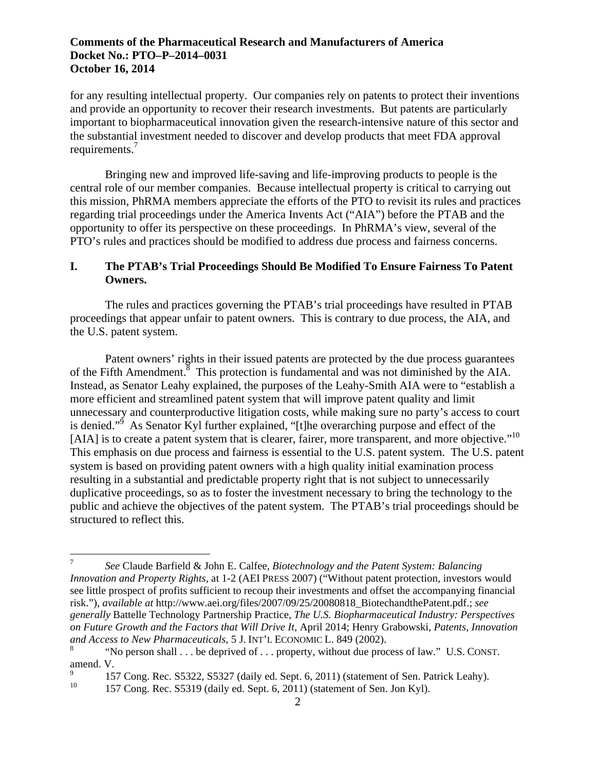for any resulting intellectual property. Our companies rely on patents to protect their inventions and provide an opportunity to recover their research investments. But patents are particularly important to biopharmaceutical innovation given the research-intensive nature of this sector and the substantial investment needed to discover and develop products that meet FDA approval requirements.[7]

Bringing new and improved life-saving and life-improving products to people is the central role of our member companies. Because intellectual property is critical to carrying out this mission, PhRMA members appreciate the efforts of the PTO to revisit its rules and practices regarding trial proceedings under the America Invents Act ("AIA") before the PTAB and the opportunity to offer its perspective on these proceedings. In PhRMA's view, several of the PTO's rules and practices should be modified to address due process and fairness concerns.

## I. The PTAB's Trial Proceedings Should Be Modified To Ensure Fairness To Patent Owners.

The rules and practices governing the PTAB's trial proceedings have resulted in PTAB proceedings that appear unfair to patent owners. This is contrary to due process, the AIA, and the U.S. patent system.

Patent owners' rights in their issued patents are protected by the due process guarantees of the Fifth Amendment.[8] This protection is fundamental and was not diminished by the AIA. Instead, as Senator Leahy explained, the purposes of the Leahy-Smith AIA were to "establish a more efficient and streamlined patent system that will improve patent quality and limit unnecessary and counterproductive litigation costs, while making sure no party's access to court is denied."[9] As Senator Kyl further explained, "[t]he overarching purpose and effect of the [AIA] is to create a patent system that is clearer, fairer, more transparent, and more objective."[10] This emphasis on due process and fairness is essential to the U.S. patent system. The U.S. patent system is based on providing patent owners with a high quality initial examination process resulting in a substantial and predictable property right that is not subject to unnecessarily duplicative proceedings, so as to foster the investment necessary to bring the technology to the public and achieve the objectives of the patent system. The PTAB's trial proceedings should be structured to reflect this.

---

[7] *See* Claude Barfield & John E. Calfee, *Biotechnology and the Patent System: Balancing Innovation and Property Rights*, at 1-2 (AEI PRESS 2007) ("Without patent protection, investors would see little prospect of profits sufficient to recoup their investments and offset the accompanying financial risk."), *available at* http://www.aei.org/files/2007/09/25/20080818_BiotechandthePatent.pdf.; *see generally* Battelle Technology Partnership Practice, *The U.S. Biopharmaceutical Industry: Perspectives on Future Growth and the Factors that Will Drive It*, April 2014; Henry Grabowski, *Patents, Innovation and Access to New Pharmaceuticals*, 5 J. INT'L ECONOMIC L. 849 (2002).

[8] "No person shall . . . be deprived of . . . property, without due process of law." U.S. CONST. amend. V.

[9] 157 Cong. Rec. S5322, S5327 (daily ed. Sept. 6, 2011) (statement of Sen. Patrick Leahy).

[10] 157 Cong. Rec. S5319 (daily ed. Sept. 6, 2011) (statement of Sen. Jon Kyl).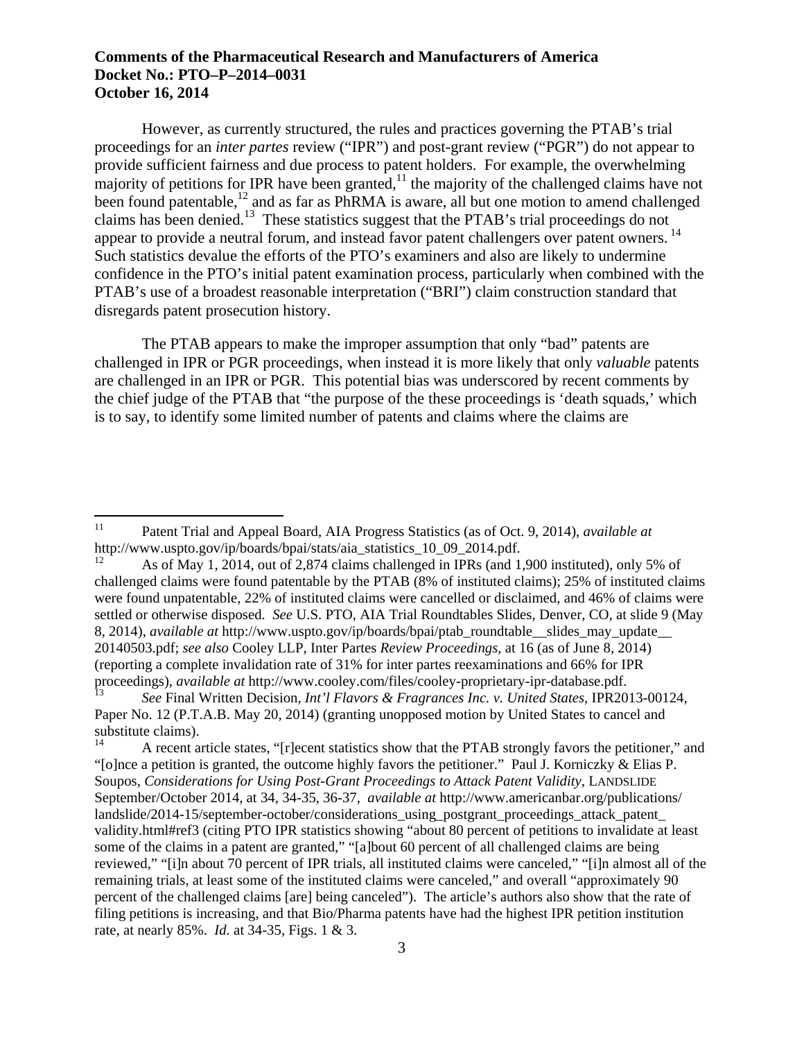However, as currently structured, the rules and practices governing the PTAB's trial proceedings for an *inter partes* review ("IPR") and post-grant review ("PGR") do not appear to provide sufficient fairness and due process to patent holders. For example, the overwhelming majority of petitions for IPR have been granted,[11] the majority of the challenged claims have not been found patentable,[12] and as far as PhRMA is aware, all but one motion to amend challenged claims has been denied.[13] These statistics suggest that the PTAB's trial proceedings do not appear to provide a neutral forum, and instead favor patent challengers over patent owners.[14] Such statistics devalue the efforts of the PTO's examiners and also are likely to undermine confidence in the PTO's initial patent examination process, particularly when combined with the PTAB's use of a broadest reasonable interpretation ("BRI") claim construction standard that disregards patent prosecution history.

The PTAB appears to make the improper assumption that only "bad" patents are challenged in IPR or PGR proceedings, when instead it is more likely that only *valuable* patents are challenged in an IPR or PGR. This potential bias was underscored by recent comments by the chief judge of the PTAB that "the purpose of the these proceedings is 'death squads,' which is to say, to identify some limited number of patents and claims where the claims are

---

[11] Patent Trial and Appeal Board, AIA Progress Statistics (as of Oct. 9, 2014), *available at* http://www.uspto.gov/ip/boards/bpai/stats/aia_statistics_10_09_2014.pdf.

[12] As of May 1, 2014, out of 2,874 claims challenged in IPRs (and 1,900 instituted), only 5% of challenged claims were found patentable by the PTAB (8% of instituted claims); 25% of instituted claims were found unpatentable, 22% of instituted claims were cancelled or disclaimed, and 46% of claims were settled or otherwise disposed. *See* U.S. PTO, AIA Trial Roundtables Slides, Denver, CO, at slide 9 (May 8, 2014), *available at* http://www.uspto.gov/ip/boards/bpai/ptab_roundtable__slides_may_update__20140503.pdf; *see also* Cooley LLP, Inter Partes *Review Proceedings*, at 16 (as of June 8, 2014) (reporting a complete invalidation rate of 31% for inter partes reexaminations and 66% for IPR proceedings), *available at* http://www.cooley.com/files/cooley-proprietary-ipr-database.pdf.

[13] *See* Final Written Decision, *Int'l Flavors & Fragrances Inc. v. United States*, IPR2013-00124, Paper No. 12 (P.T.A.B. May 20, 2014) (granting unopposed motion by United States to cancel and substitute claims).

[14] A recent article states, "[r]ecent statistics show that the PTAB strongly favors the petitioner," and "[o]nce a petition is granted, the outcome highly favors the petitioner." Paul J. Korniczky & Elias P. Soupos, *Considerations for Using Post-Grant Proceedings to Attack Patent Validity*, LANDSLIDE September/October 2014, at 34, 34-35, 36-37, *available at* http://www.americanbar.org/publications/landslide/2014-15/september-october/considerations_using_postgrant_proceedings_attack_patent_validity.html#ref3 (citing PTO IPR statistics showing "about 80 percent of petitions to invalidate at least some of the claims in a patent are granted," "[a]bout 60 percent of all challenged claims are being reviewed," "[i]n about 70 percent of IPR trials, all instituted claims were canceled," "[i]n almost all of the remaining trials, at least some of the instituted claims were canceled," and overall "approximately 90 percent of the challenged claims [are] being canceled"). The article's authors also show that the rate of filing petitions is increasing, and that Bio/Pharma patents have had the highest IPR petition institution rate, at nearly 85%. *Id.* at 34-35, Figs. 1 & 3.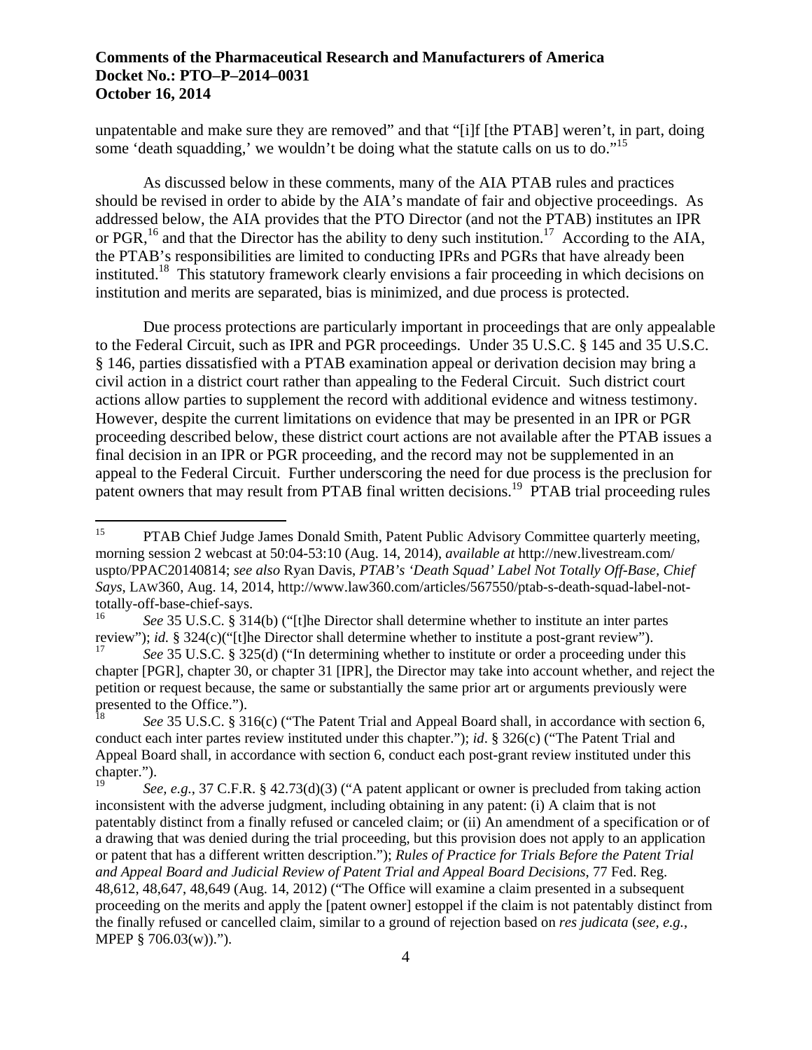unpatentable and make sure they are removed" and that "[i]f [the PTAB] weren't, in part, doing some 'death squadding,' we wouldn't be doing what the statute calls on us to do."[15]

As discussed below in these comments, many of the AIA PTAB rules and practices should be revised in order to abide by the AIA's mandate of fair and objective proceedings. As addressed below, the AIA provides that the PTO Director (and not the PTAB) institutes an IPR or PGR,[16] and that the Director has the ability to deny such institution.[17] According to the AIA, the PTAB's responsibilities are limited to conducting IPRs and PGRs that have already been instituted.[18] This statutory framework clearly envisions a fair proceeding in which decisions on institution and merits are separated, bias is minimized, and due process is protected.

Due process protections are particularly important in proceedings that are only appealable to the Federal Circuit, such as IPR and PGR proceedings. Under 35 U.S.C. § 145 and 35 U.S.C. § 146, parties dissatisfied with a PTAB examination appeal or derivation decision may bring a civil action in a district court rather than appealing to the Federal Circuit. Such district court actions allow parties to supplement the record with additional evidence and witness testimony. However, despite the current limitations on evidence that may be presented in an IPR or PGR proceeding described below, these district court actions are not available after the PTAB issues a final decision in an IPR or PGR proceeding, and the record may not be supplemented in an appeal to the Federal Circuit. Further underscoring the need for due process is the preclusion for patent owners that may result from PTAB final written decisions.[19] PTAB trial proceeding rules

---

[15] PTAB Chief Judge James Donald Smith, Patent Public Advisory Committee quarterly meeting, morning session 2 webcast at 50:04-53:10 (Aug. 14, 2014), *available at* http://new.livestream.com/uspto/PPAC20140814; *see also* Ryan Davis, *PTAB's 'Death Squad' Label Not Totally Off-Base, Chief Says*, LAW360, Aug. 14, 2014, http://www.law360.com/articles/567550/ptab-s-death-squad-label-not-totally-off-base-chief-says.

[16] *See* 35 U.S.C. § 314(b) ("[t]he Director shall determine whether to institute an inter partes review"); *id.* § 324(c)("[t]he Director shall determine whether to institute a post-grant review").

[17] *See* 35 U.S.C. § 325(d) ("In determining whether to institute or order a proceeding under this chapter [PGR], chapter 30, or chapter 31 [IPR], the Director may take into account whether, and reject the petition or request because, the same or substantially the same prior art or arguments previously were presented to the Office.").

[18] *See* 35 U.S.C. § 316(c) ("The Patent Trial and Appeal Board shall, in accordance with section 6, conduct each inter partes review instituted under this chapter."); *id*. § 326(c) ("The Patent Trial and Appeal Board shall, in accordance with section 6, conduct each post-grant review instituted under this chapter.").

[19] *See, e.g.,* 37 C.F.R. § 42.73(d)(3) ("A patent applicant or owner is precluded from taking action inconsistent with the adverse judgment, including obtaining in any patent: (i) A claim that is not patentably distinct from a finally refused or canceled claim; or (ii) An amendment of a specification or of a drawing that was denied during the trial proceeding, but this provision does not apply to an application or patent that has a different written description."); *Rules of Practice for Trials Before the Patent Trial and Appeal Board and Judicial Review of Patent Trial and Appeal Board Decisions*, 77 Fed. Reg. 48,612, 48,647, 48,649 (Aug. 14, 2012) ("The Office will examine a claim presented in a subsequent proceeding on the merits and apply the [patent owner] estoppel if the claim is not patentably distinct from the finally refused or cancelled claim, similar to a ground of rejection based on *res judicata* (*see, e.g.*, MPEP § 706.03(w)).").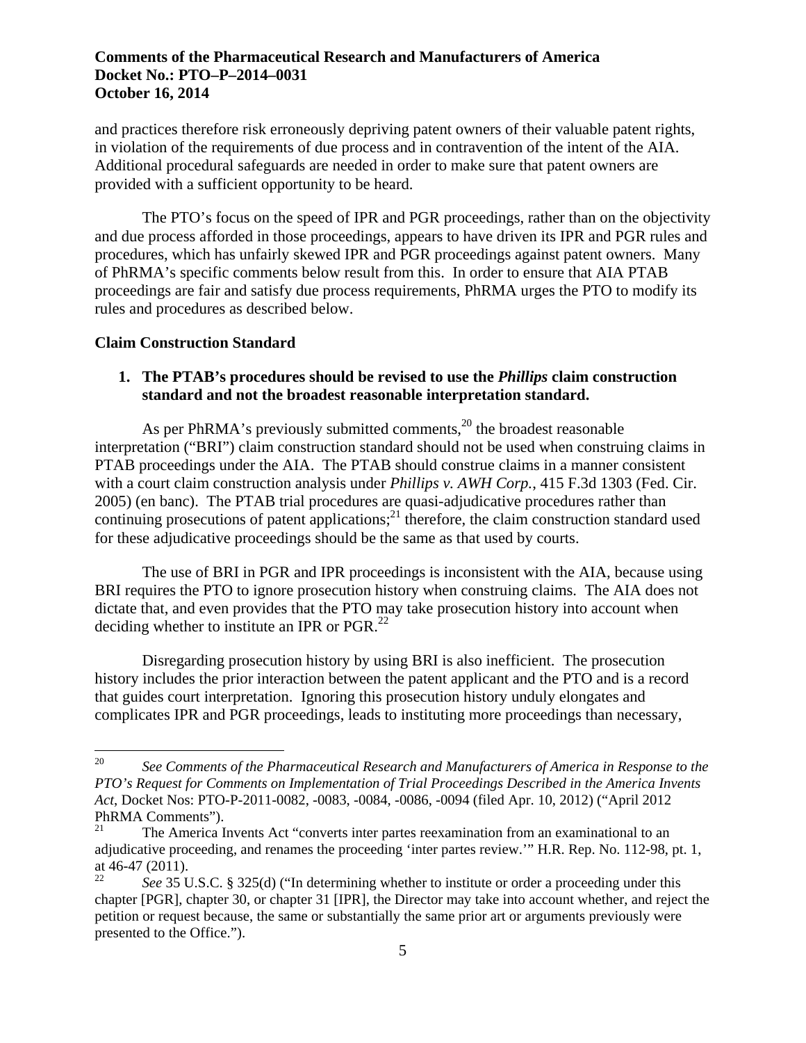and practices therefore risk erroneously depriving patent owners of their valuable patent rights, in violation of the requirements of due process and in contravention of the intent of the AIA. Additional procedural safeguards are needed in order to make sure that patent owners are provided with a sufficient opportunity to be heard.

The PTO's focus on the speed of IPR and PGR proceedings, rather than on the objectivity and due process afforded in those proceedings, appears to have driven its IPR and PGR rules and procedures, which has unfairly skewed IPR and PGR proceedings against patent owners. Many of PhRMA's specific comments below result from this. In order to ensure that AIA PTAB proceedings are fair and satisfy due process requirements, PhRMA urges the PTO to modify its rules and procedures as described below.

**Claim Construction Standard**

1. **The PTAB's procedures should be revised to use the *Phillips* claim construction standard and not the broadest reasonable interpretation standard.**

As per PhRMA's previously submitted comments,[20] the broadest reasonable interpretation ("BRI") claim construction standard should not be used when construing claims in PTAB proceedings under the AIA. The PTAB should construe claims in a manner consistent with a court claim construction analysis under *Phillips v. AWH Corp.*, 415 F.3d 1303 (Fed. Cir. 2005) (en banc). The PTAB trial procedures are quasi-adjudicative procedures rather than continuing prosecutions of patent applications;[21] therefore, the claim construction standard used for these adjudicative proceedings should be the same as that used by courts.

The use of BRI in PGR and IPR proceedings is inconsistent with the AIA, because using BRI requires the PTO to ignore prosecution history when construing claims. The AIA does not dictate that, and even provides that the PTO may take prosecution history into account when deciding whether to institute an IPR or PGR.[22]

Disregarding prosecution history by using BRI is also inefficient. The prosecution history includes the prior interaction between the patent applicant and the PTO and is a record that guides court interpretation. Ignoring this prosecution history unduly elongates and complicates IPR and PGR proceedings, leads to instituting more proceedings than necessary,

---

[20] *See Comments of the Pharmaceutical Research and Manufacturers of America in Response to the PTO's Request for Comments on Implementation of Trial Proceedings Described in the America Invents Act*, Docket Nos: PTO-P-2011-0082, -0083, -0084, -0086, -0094 (filed Apr. 10, 2012) ("April 2012 PhRMA Comments").

[21] The America Invents Act "converts inter partes reexamination from an examinational to an adjudicative proceeding, and renames the proceeding 'inter partes review.'" H.R. Rep. No. 112-98, pt. 1, at 46-47 (2011).

[22] *See* 35 U.S.C. § 325(d) ("In determining whether to institute or order a proceeding under this chapter [PGR], chapter 30, or chapter 31 [IPR], the Director may take into account whether, and reject the petition or request because, the same or substantially the same prior art or arguments previously were presented to the Office.").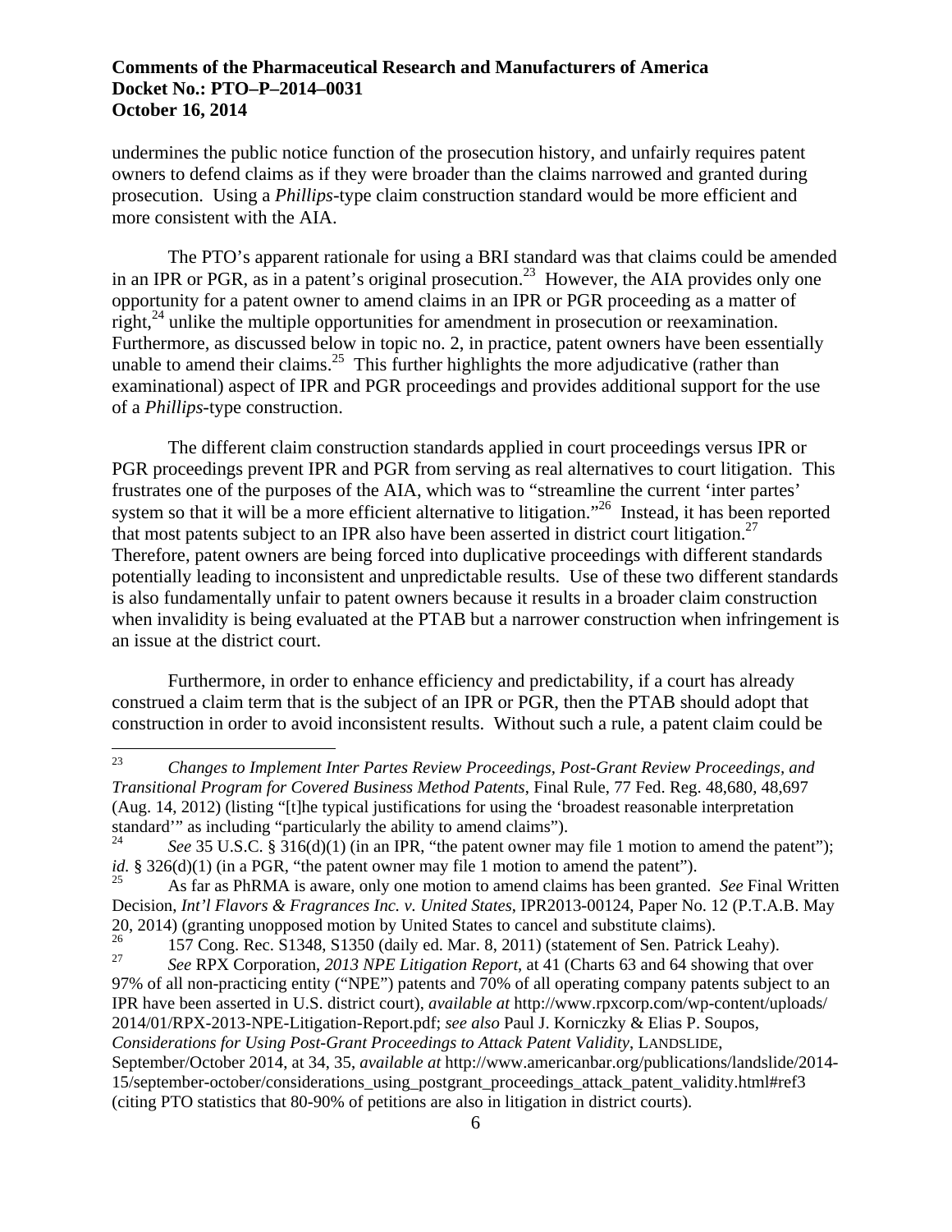undermines the public notice function of the prosecution history, and unfairly requires patent owners to defend claims as if they were broader than the claims narrowed and granted during prosecution. Using a *Phillips*-type claim construction standard would be more efficient and more consistent with the AIA.

The PTO's apparent rationale for using a BRI standard was that claims could be amended in an IPR or PGR, as in a patent's original prosecution.[23] However, the AIA provides only one opportunity for a patent owner to amend claims in an IPR or PGR proceeding as a matter of right,[24] unlike the multiple opportunities for amendment in prosecution or reexamination. Furthermore, as discussed below in topic no. 2, in practice, patent owners have been essentially unable to amend their claims.[25] This further highlights the more adjudicative (rather than examinational) aspect of IPR and PGR proceedings and provides additional support for the use of a *Phillips*-type construction.

The different claim construction standards applied in court proceedings versus IPR or PGR proceedings prevent IPR and PGR from serving as real alternatives to court litigation. This frustrates one of the purposes of the AIA, which was to "streamline the current 'inter partes' system so that it will be a more efficient alternative to litigation."[26] Instead, it has been reported that most patents subject to an IPR also have been asserted in district court litigation.[27] Therefore, patent owners are being forced into duplicative proceedings with different standards potentially leading to inconsistent and unpredictable results. Use of these two different standards is also fundamentally unfair to patent owners because it results in a broader claim construction when invalidity is being evaluated at the PTAB but a narrower construction when infringement is an issue at the district court.

Furthermore, in order to enhance efficiency and predictability, if a court has already construed a claim term that is the subject of an IPR or PGR, then the PTAB should adopt that construction in order to avoid inconsistent results. Without such a rule, a patent claim could be

---

[23] *Changes to Implement Inter Partes Review Proceedings, Post-Grant Review Proceedings, and Transitional Program for Covered Business Method Patents*, Final Rule, 77 Fed. Reg. 48,680, 48,697 (Aug. 14, 2012) (listing "[t]he typical justifications for using the 'broadest reasonable interpretation standard'" as including "particularly the ability to amend claims").

[24] *See* 35 U.S.C. § 316(d)(1) (in an IPR, "the patent owner may file 1 motion to amend the patent"); *id.* § 326(d)(1) (in a PGR, "the patent owner may file 1 motion to amend the patent").

[25] As far as PhRMA is aware, only one motion to amend claims has been granted. *See* Final Written Decision, *Int'l Flavors & Fragrances Inc. v. United States*, IPR2013-00124, Paper No. 12 (P.T.A.B. May 20, 2014) (granting unopposed motion by United States to cancel and substitute claims).

[26] 157 Cong. Rec. S1348, S1350 (daily ed. Mar. 8, 2011) (statement of Sen. Patrick Leahy).

[27] *See* RPX Corporation, *2013 NPE Litigation Report*, at 41 (Charts 63 and 64 showing that over 97% of all non-practicing entity ("NPE") patents and 70% of all operating company patents subject to an IPR have been asserted in U.S. district court), *available at* http://www.rpxcorp.com/wp-content/uploads/2014/01/RPX-2013-NPE-Litigation-Report.pdf; *see also* Paul J. Korniczky & Elias P. Soupos, *Considerations for Using Post-Grant Proceedings to Attack Patent Validity*, LANDSLIDE, September/October 2014, at 34, 35, *available at* http://www.americanbar.org/publications/landslide/2014-15/september-october/considerations_using_postgrant_proceedings_attack_patent_validity.html#ref3 (citing PTO statistics that 80-90% of petitions are also in litigation in district courts).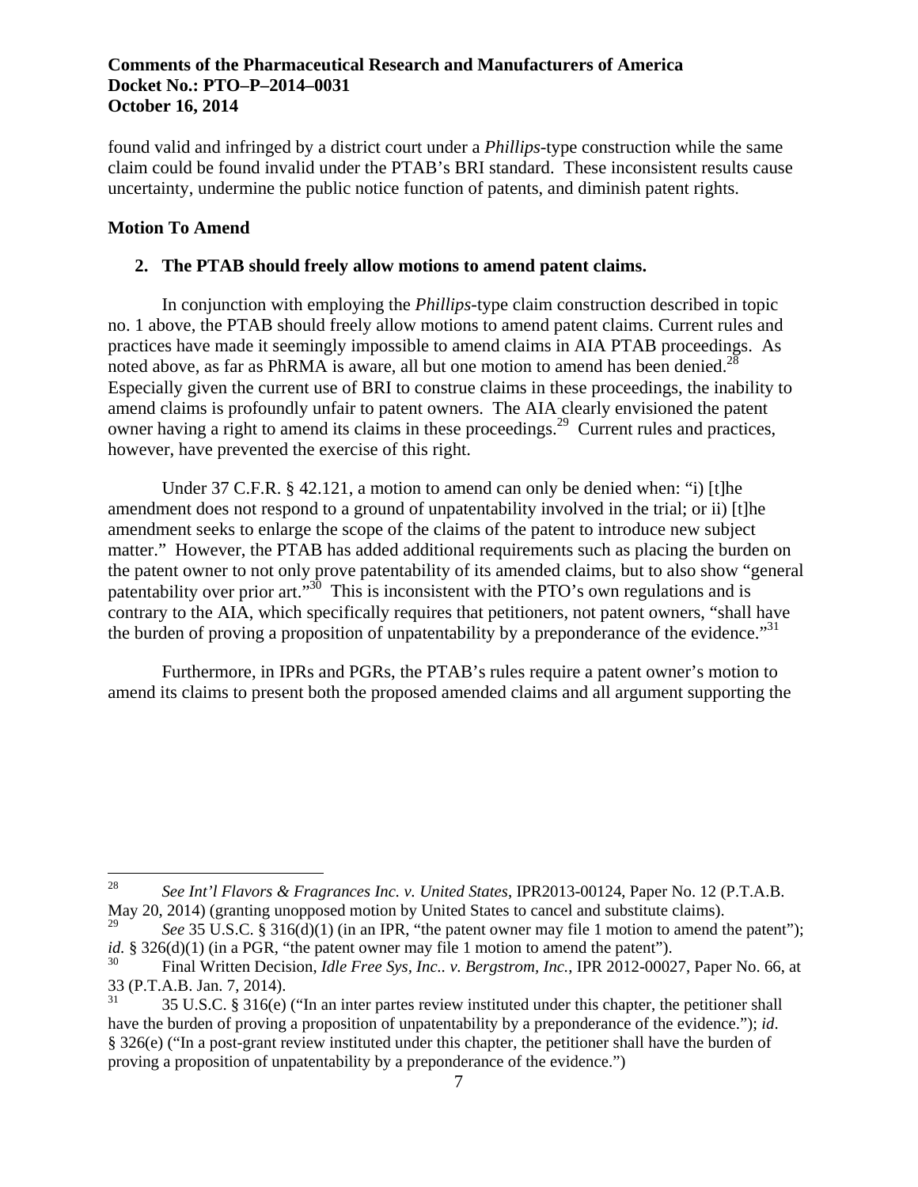found valid and infringed by a district court under a *Phillips*-type construction while the same claim could be found invalid under the PTAB's BRI standard. These inconsistent results cause uncertainty, undermine the public notice function of patents, and diminish patent rights.

**Motion To Amend**

**2. The PTAB should freely allow motions to amend patent claims.**

In conjunction with employing the *Phillips*-type claim construction described in topic no. 1 above, the PTAB should freely allow motions to amend patent claims. Current rules and practices have made it seemingly impossible to amend claims in AIA PTAB proceedings. As noted above, as far as PhRMA is aware, all but one motion to amend has been denied.[28] Especially given the current use of BRI to construe claims in these proceedings, the inability to amend claims is profoundly unfair to patent owners. The AIA clearly envisioned the patent owner having a right to amend its claims in these proceedings.[29] Current rules and practices, however, have prevented the exercise of this right.

Under 37 C.F.R. § 42.121, a motion to amend can only be denied when: "i) [t]he amendment does not respond to a ground of unpatentability involved in the trial; or ii) [t]he amendment seeks to enlarge the scope of the claims of the patent to introduce new subject matter." However, the PTAB has added additional requirements such as placing the burden on the patent owner to not only prove patentability of its amended claims, but to also show "general patentability over prior art."[30] This is inconsistent with the PTO's own regulations and is contrary to the AIA, which specifically requires that petitioners, not patent owners, "shall have the burden of proving a proposition of unpatentability by a preponderance of the evidence."[31]

Furthermore, in IPRs and PGRs, the PTAB's rules require a patent owner's motion to amend its claims to present both the proposed amended claims and all argument supporting the

---

[28] *See Int'l Flavors & Fragrances Inc. v. United States*, IPR2013-00124, Paper No. 12 (P.T.A.B. May 20, 2014) (granting unopposed motion by United States to cancel and substitute claims).

[29] *See* 35 U.S.C. § 316(d)(1) (in an IPR, "the patent owner may file 1 motion to amend the patent"); *id.* § 326(d)(1) (in a PGR, "the patent owner may file 1 motion to amend the patent").

[30] Final Written Decision, *Idle Free Sys, Inc.. v. Bergstrom, Inc.*, IPR 2012-00027, Paper No. 66, at 33 (P.T.A.B. Jan. 7, 2014).

[31] 35 U.S.C. § 316(e) ("In an inter partes review instituted under this chapter, the petitioner shall have the burden of proving a proposition of unpatentability by a preponderance of the evidence."); *id*. § 326(e) ("In a post-grant review instituted under this chapter, the petitioner shall have the burden of proving a proposition of unpatentability by a preponderance of the evidence.")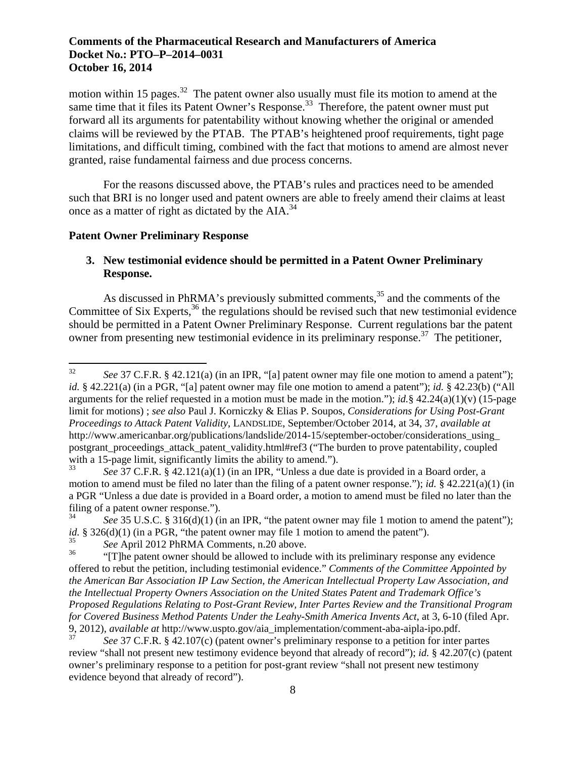motion within 15 pages.[32] The patent owner also usually must file its motion to amend at the same time that it files its Patent Owner's Response.[33] Therefore, the patent owner must put forward all its arguments for patentability without knowing whether the original or amended claims will be reviewed by the PTAB. The PTAB's heightened proof requirements, tight page limitations, and difficult timing, combined with the fact that motions to amend are almost never granted, raise fundamental fairness and due process concerns.

For the reasons discussed above, the PTAB's rules and practices need to be amended such that BRI is no longer used and patent owners are able to freely amend their claims at least once as a matter of right as dictated by the AIA.[34]

**Patent Owner Preliminary Response**

**3. New testimonial evidence should be permitted in a Patent Owner Preliminary Response.**

As discussed in PhRMA's previously submitted comments,[35] and the comments of the Committee of Six Experts,[36] the regulations should be revised such that new testimonial evidence should be permitted in a Patent Owner Preliminary Response. Current regulations bar the patent owner from presenting new testimonial evidence in its preliminary response.[37] The petitioner,

---

[32] *See* 37 C.F.R. § 42.121(a) (in an IPR, "[a] patent owner may file one motion to amend a patent"); *id.* § 42.221(a) (in a PGR, "[a] patent owner may file one motion to amend a patent"); *id.* § 42.23(b) ("All arguments for the relief requested in a motion must be made in the motion."); *id.*§ 42.24(a)(1)(v) (15-page limit for motions) ; *see also* Paul J. Korniczky & Elias P. Soupos, *Considerations for Using Post-Grant Proceedings to Attack Patent Validity*, LANDSLIDE, September/October 2014, at 34, 37, *available at* http://www.americanbar.org/publications/landslide/2014-15/september-october/considerations_using_postgrant_proceedings_attack_patent_validity.html#ref3 ("The burden to prove patentability, coupled with a 15-page limit, significantly limits the ability to amend.").

[33] *See* 37 C.F.R. § 42.121(a)(1) (in an IPR, "Unless a due date is provided in a Board order, a motion to amend must be filed no later than the filing of a patent owner response."); *id.* § 42.221(a)(1) (in a PGR "Unless a due date is provided in a Board order, a motion to amend must be filed no later than the filing of a patent owner response.").

[34] *See* 35 U.S.C. § 316(d)(1) (in an IPR, "the patent owner may file 1 motion to amend the patent"); *id.* § 326(d)(1) (in a PGR, "the patent owner may file 1 motion to amend the patent").

[35] *See* April 2012 PhRMA Comments, n.20 above.

[36] "[T]he patent owner should be allowed to include with its preliminary response any evidence offered to rebut the petition, including testimonial evidence." *Comments of the Committee Appointed by the American Bar Association IP Law Section, the American Intellectual Property Law Association, and the Intellectual Property Owners Association on the United States Patent and Trademark Office's Proposed Regulations Relating to Post-Grant Review, Inter Partes Review and the Transitional Program for Covered Business Method Patents Under the Leahy-Smith America Invents Act*, at 3, 6-10 (filed Apr. 9, 2012), *available at* http://www.uspto.gov/aia_implementation/comment-aba-aipla-ipo.pdf.

[37] *See* 37 C.F.R. § 42.107(c) (patent owner's preliminary response to a petition for inter partes review "shall not present new testimony evidence beyond that already of record"); *id.* § 42.207(c) (patent owner's preliminary response to a petition for post-grant review "shall not present new testimony evidence beyond that already of record").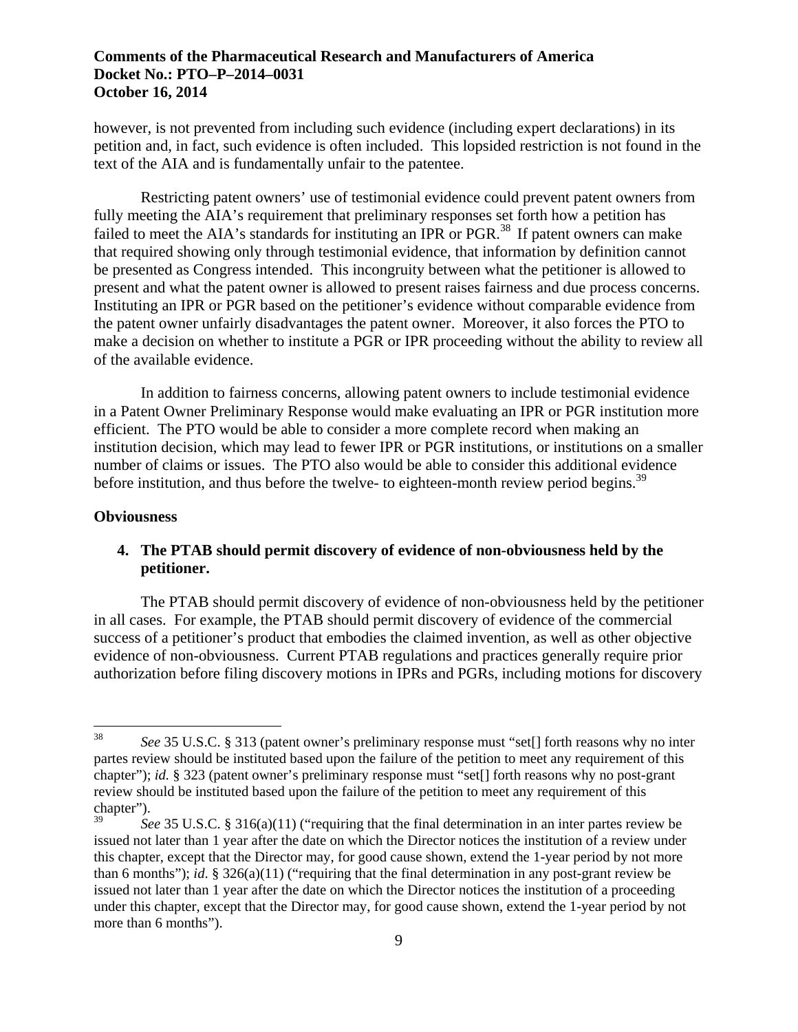however, is not prevented from including such evidence (including expert declarations) in its petition and, in fact, such evidence is often included. This lopsided restriction is not found in the text of the AIA and is fundamentally unfair to the patentee.

Restricting patent owners' use of testimonial evidence could prevent patent owners from fully meeting the AIA's requirement that preliminary responses set forth how a petition has failed to meet the AIA's standards for instituting an IPR or PGR.[38] If patent owners can make that required showing only through testimonial evidence, that information by definition cannot be presented as Congress intended. This incongruity between what the petitioner is allowed to present and what the patent owner is allowed to present raises fairness and due process concerns. Instituting an IPR or PGR based on the petitioner's evidence without comparable evidence from the patent owner unfairly disadvantages the patent owner. Moreover, it also forces the PTO to make a decision on whether to institute a PGR or IPR proceeding without the ability to review all of the available evidence.

In addition to fairness concerns, allowing patent owners to include testimonial evidence in a Patent Owner Preliminary Response would make evaluating an IPR or PGR institution more efficient. The PTO would be able to consider a more complete record when making an institution decision, which may lead to fewer IPR or PGR institutions, or institutions on a smaller number of claims or issues. The PTO also would be able to consider this additional evidence before institution, and thus before the twelve- to eighteen-month review period begins.[39]

**Obviousness**

**4. The PTAB should permit discovery of evidence of non-obviousness held by the petitioner.**

The PTAB should permit discovery of evidence of non-obviousness held by the petitioner in all cases. For example, the PTAB should permit discovery of evidence of the commercial success of a petitioner's product that embodies the claimed invention, as well as other objective evidence of non-obviousness. Current PTAB regulations and practices generally require prior authorization before filing discovery motions in IPRs and PGRs, including motions for discovery

---

[38] *See* 35 U.S.C. § 313 (patent owner's preliminary response must "set[] forth reasons why no inter partes review should be instituted based upon the failure of the petition to meet any requirement of this chapter"); *id.* § 323 (patent owner's preliminary response must "set[] forth reasons why no post-grant review should be instituted based upon the failure of the petition to meet any requirement of this chapter").

[39] *See* 35 U.S.C. § 316(a)(11) ("requiring that the final determination in an inter partes review be issued not later than 1 year after the date on which the Director notices the institution of a review under this chapter, except that the Director may, for good cause shown, extend the 1-year period by not more than 6 months"); *id.* § 326(a)(11) ("requiring that the final determination in any post-grant review be issued not later than 1 year after the date on which the Director notices the institution of a proceeding under this chapter, except that the Director may, for good cause shown, extend the 1-year period by not more than 6 months").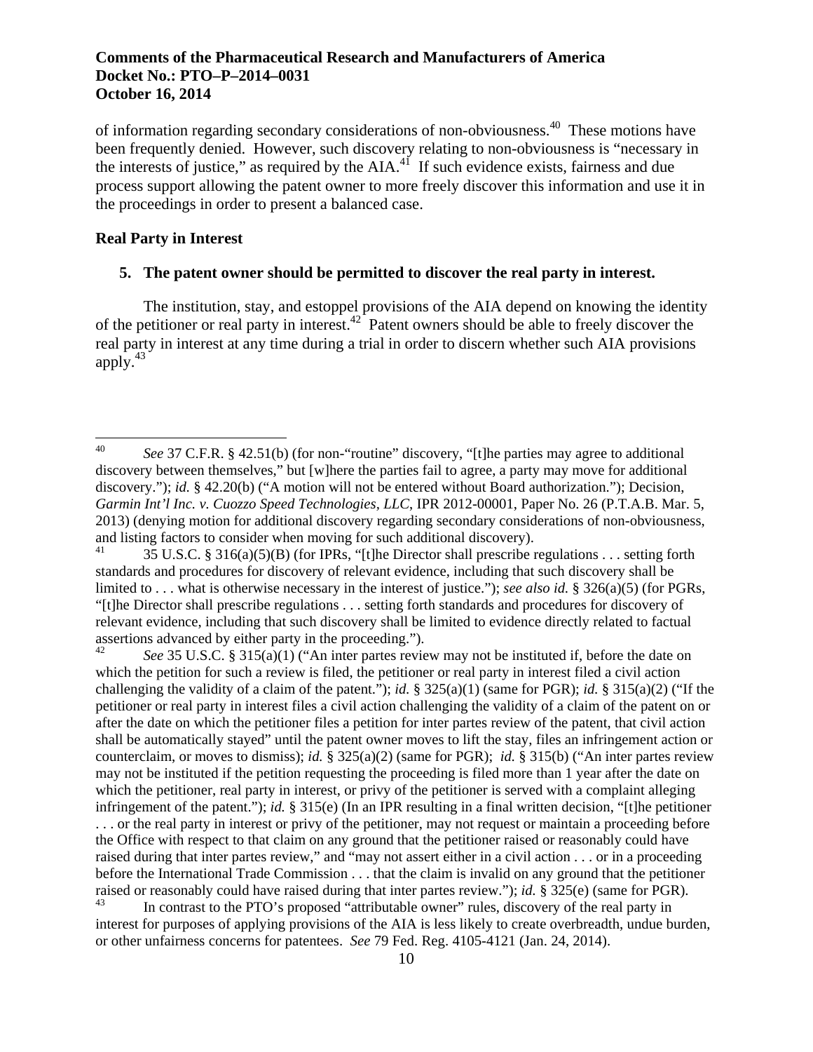of information regarding secondary considerations of non-obviousness.[40] These motions have been frequently denied. However, such discovery relating to non-obviousness is "necessary in the interests of justice," as required by the AIA.[41] If such evidence exists, fairness and due process support allowing the patent owner to more freely discover this information and use it in the proceedings in order to present a balanced case.

**Real Party in Interest**

**5. The patent owner should be permitted to discover the real party in interest.**

The institution, stay, and estoppel provisions of the AIA depend on knowing the identity of the petitioner or real party in interest.[42] Patent owners should be able to freely discover the real party in interest at any time during a trial in order to discern whether such AIA provisions apply.[43]

---

[40] *See* 37 C.F.R. § 42.51(b) (for non-"routine" discovery, "[t]he parties may agree to additional discovery between themselves," but [w]here the parties fail to agree, a party may move for additional discovery."); *id.* § 42.20(b) ("A motion will not be entered without Board authorization."); Decision, *Garmin Int'l Inc. v. Cuozzo Speed Technologies, LLC*, IPR 2012-00001, Paper No. 26 (P.T.A.B. Mar. 5, 2013) (denying motion for additional discovery regarding secondary considerations of non-obviousness, and listing factors to consider when moving for such additional discovery).

[41] 35 U.S.C. § 316(a)(5)(B) (for IPRs, "[t]he Director shall prescribe regulations . . . setting forth standards and procedures for discovery of relevant evidence, including that such discovery shall be limited to . . . what is otherwise necessary in the interest of justice."); *see also id.* § 326(a)(5) (for PGRs, "[t]he Director shall prescribe regulations . . . setting forth standards and procedures for discovery of relevant evidence, including that such discovery shall be limited to evidence directly related to factual assertions advanced by either party in the proceeding.").

[42] *See* 35 U.S.C. § 315(a)(1) ("An inter partes review may not be instituted if, before the date on which the petition for such a review is filed, the petitioner or real party in interest filed a civil action challenging the validity of a claim of the patent."); *id.* § 325(a)(1) (same for PGR); *id.* § 315(a)(2) ("If the petitioner or real party in interest files a civil action challenging the validity of a claim of the patent on or after the date on which the petitioner files a petition for inter partes review of the patent, that civil action shall be automatically stayed" until the patent owner moves to lift the stay, files an infringement action or counterclaim, or moves to dismiss); *id.* § 325(a)(2) (same for PGR); *id.* § 315(b) ("An inter partes review may not be instituted if the petition requesting the proceeding is filed more than 1 year after the date on which the petitioner, real party in interest, or privy of the petitioner is served with a complaint alleging infringement of the patent."); *id.* § 315(e) (In an IPR resulting in a final written decision, "[t]he petitioner . . . or the real party in interest or privy of the petitioner, may not request or maintain a proceeding before the Office with respect to that claim on any ground that the petitioner raised or reasonably could have raised during that inter partes review," and "may not assert either in a civil action . . . or in a proceeding before the International Trade Commission . . . that the claim is invalid on any ground that the petitioner raised or reasonably could have raised during that inter partes review."); *id.* § 325(e) (same for PGR).

[43] In contrast to the PTO's proposed "attributable owner" rules, discovery of the real party in interest for purposes of applying provisions of the AIA is less likely to create overbreadth, undue burden, or other unfairness concerns for patentees. *See* 79 Fed. Reg. 4105-4121 (Jan. 24, 2014).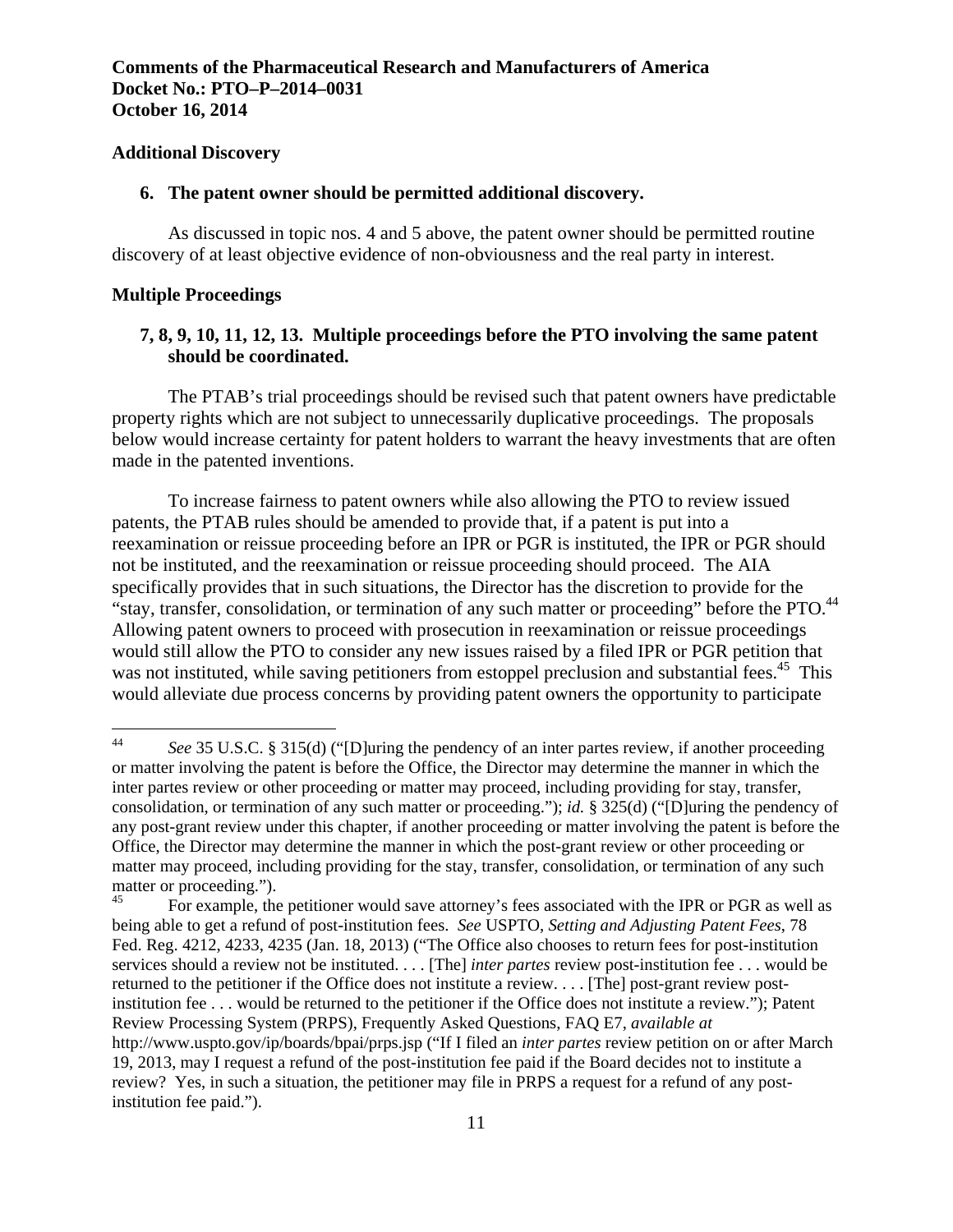**Comments of the Pharmaceutical Research and Manufacturers of America**
**Docket No.: PTO–P–2014–0031**
**October 16, 2014**

**Additional Discovery**

**6. The patent owner should be permitted additional discovery.**

As discussed in topic nos. 4 and 5 above, the patent owner should be permitted routine discovery of at least objective evidence of non-obviousness and the real party in interest.

**Multiple Proceedings**

**7, 8, 9, 10, 11, 12, 13. Multiple proceedings before the PTO involving the same patent should be coordinated.**

The PTAB's trial proceedings should be revised such that patent owners have predictable property rights which are not subject to unnecessarily duplicative proceedings. The proposals below would increase certainty for patent holders to warrant the heavy investments that are often made in the patented inventions.

To increase fairness to patent owners while also allowing the PTO to review issued patents, the PTAB rules should be amended to provide that, if a patent is put into a reexamination or reissue proceeding before an IPR or PGR is instituted, the IPR or PGR should not be instituted, and the reexamination or reissue proceeding should proceed. The AIA specifically provides that in such situations, the Director has the discretion to provide for the "stay, transfer, consolidation, or termination of any such matter or proceeding" before the PTO.[44] Allowing patent owners to proceed with prosecution in reexamination or reissue proceedings would still allow the PTO to consider any new issues raised by a filed IPR or PGR petition that was not instituted, while saving petitioners from estoppel preclusion and substantial fees.[45] This would alleviate due process concerns by providing patent owners the opportunity to participate

---

[44] *See* 35 U.S.C. § 315(d) ("[D]uring the pendency of an inter partes review, if another proceeding or matter involving the patent is before the Office, the Director may determine the manner in which the inter partes review or other proceeding or matter may proceed, including providing for stay, transfer, consolidation, or termination of any such matter or proceeding."); *id.* § 325(d) ("[D]uring the pendency of any post-grant review under this chapter, if another proceeding or matter involving the patent is before the Office, the Director may determine the manner in which the post-grant review or other proceeding or matter may proceed, including providing for the stay, transfer, consolidation, or termination of any such matter or proceeding.").

[45] For example, the petitioner would save attorney's fees associated with the IPR or PGR as well as being able to get a refund of post-institution fees. *See* USPTO, *Setting and Adjusting Patent Fees*, 78 Fed. Reg. 4212, 4233, 4235 (Jan. 18, 2013) ("The Office also chooses to return fees for post-institution services should a review not be instituted. . . . [The] *inter partes* review post-institution fee . . . would be returned to the petitioner if the Office does not institute a review. . . . [The] post-grant review post-institution fee . . . would be returned to the petitioner if the Office does not institute a review."); Patent Review Processing System (PRPS), Frequently Asked Questions, FAQ E7, *available at* http://www.uspto.gov/ip/boards/bpai/prps.jsp ("If I filed an *inter partes* review petition on or after March 19, 2013, may I request a refund of the post-institution fee paid if the Board decides not to institute a review? Yes, in such a situation, the petitioner may file in PRPS a request for a refund of any post-institution fee paid.").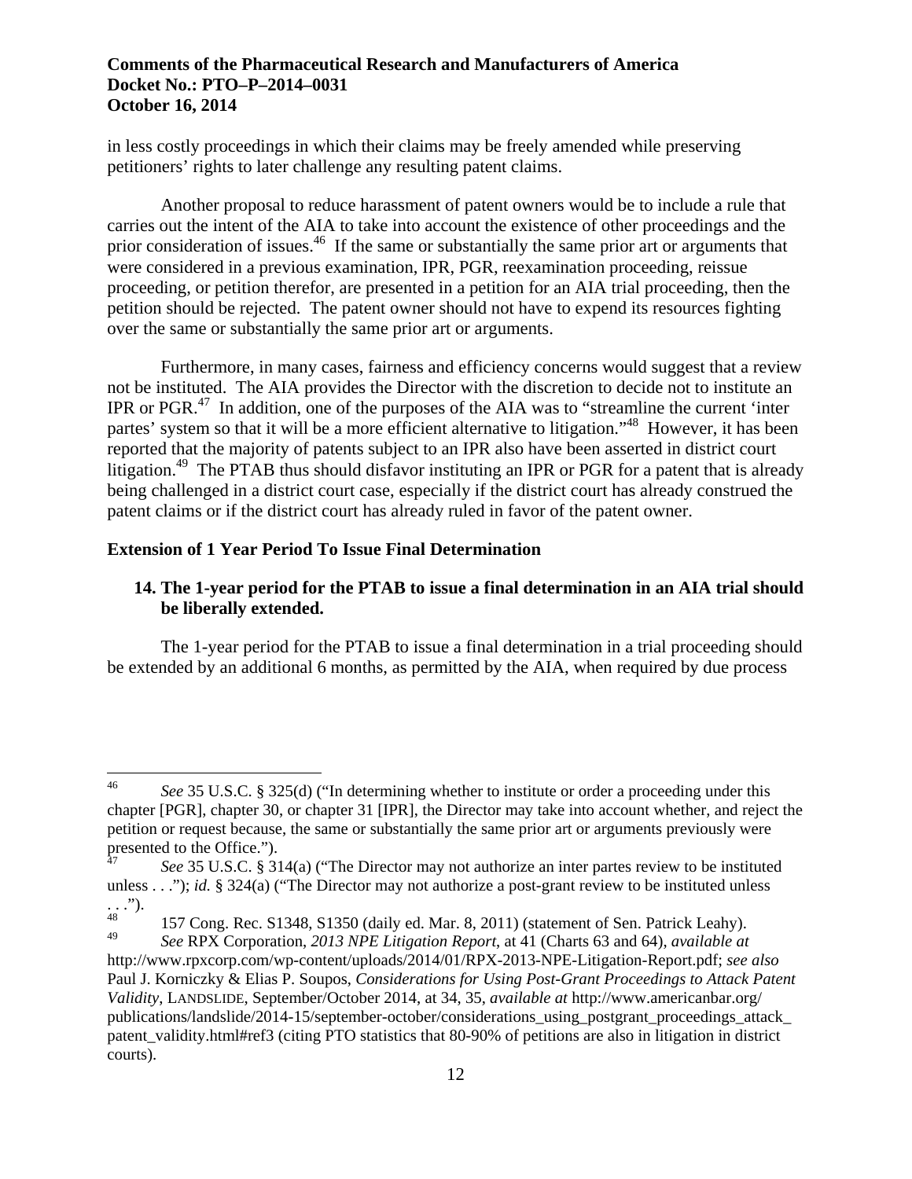in less costly proceedings in which their claims may be freely amended while preserving petitioners' rights to later challenge any resulting patent claims.

Another proposal to reduce harassment of patent owners would be to include a rule that carries out the intent of the AIA to take into account the existence of other proceedings and the prior consideration of issues.[46] If the same or substantially the same prior art or arguments that were considered in a previous examination, IPR, PGR, reexamination proceeding, reissue proceeding, or petition therefor, are presented in a petition for an AIA trial proceeding, then the petition should be rejected. The patent owner should not have to expend its resources fighting over the same or substantially the same prior art or arguments.

Furthermore, in many cases, fairness and efficiency concerns would suggest that a review not be instituted. The AIA provides the Director with the discretion to decide not to institute an IPR or PGR.[47] In addition, one of the purposes of the AIA was to "streamline the current 'inter partes' system so that it will be a more efficient alternative to litigation."[48] However, it has been reported that the majority of patents subject to an IPR also have been asserted in district court litigation.[49] The PTAB thus should disfavor instituting an IPR or PGR for a patent that is already being challenged in a district court case, especially if the district court has already construed the patent claims or if the district court has already ruled in favor of the patent owner.

### Extension of 1 Year Period To Issue Final Determination

**14. The 1-year period for the PTAB to issue a final determination in an AIA trial should be liberally extended.**

The 1-year period for the PTAB to issue a final determination in a trial proceeding should be extended by an additional 6 months, as permitted by the AIA, when required by due process

---

[46] *See* 35 U.S.C. § 325(d) ("In determining whether to institute or order a proceeding under this chapter [PGR], chapter 30, or chapter 31 [IPR], the Director may take into account whether, and reject the petition or request because, the same or substantially the same prior art or arguments previously were presented to the Office.").

[47] *See* 35 U.S.C. § 314(a) ("The Director may not authorize an inter partes review to be instituted unless . . ."); *id.* § 324(a) ("The Director may not authorize a post-grant review to be instituted unless . . .").

[48] 157 Cong. Rec. S1348, S1350 (daily ed. Mar. 8, 2011) (statement of Sen. Patrick Leahy).

[49] *See* RPX Corporation, *2013 NPE Litigation Report*, at 41 (Charts 63 and 64), *available at* http://www.rpxcorp.com/wp-content/uploads/2014/01/RPX-2013-NPE-Litigation-Report.pdf; *see also* Paul J. Korniczky & Elias P. Soupos, *Considerations for Using Post-Grant Proceedings to Attack Patent Validity*, LANDSLIDE, September/October 2014, at 34, 35, *available at* http://www.americanbar.org/publications/landslide/2014-15/september-october/considerations_using_postgrant_proceedings_attack_patent_validity.html#ref3 (citing PTO statistics that 80-90% of petitions are also in litigation in district courts).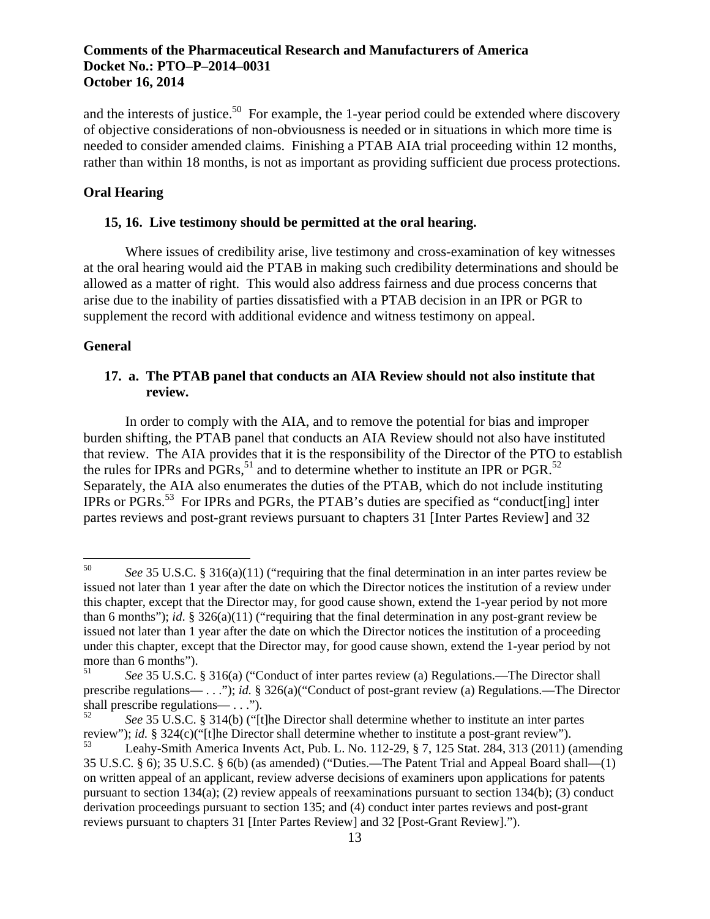and the interests of justice.[50] For example, the 1-year period could be extended where discovery of objective considerations of non-obviousness is needed or in situations in which more time is needed to consider amended claims. Finishing a PTAB AIA trial proceeding within 12 months, rather than within 18 months, is not as important as providing sufficient due process protections.

## Oral Hearing

### 15, 16. Live testimony should be permitted at the oral hearing.

Where issues of credibility arise, live testimony and cross-examination of key witnesses at the oral hearing would aid the PTAB in making such credibility determinations and should be allowed as a matter of right. This would also address fairness and due process concerns that arise due to the inability of parties dissatisfied with a PTAB decision in an IPR or PGR to supplement the record with additional evidence and witness testimony on appeal.

## General

### 17. a. The PTAB panel that conducts an AIA Review should not also institute that review.

In order to comply with the AIA, and to remove the potential for bias and improper burden shifting, the PTAB panel that conducts an AIA Review should not also have instituted that review. The AIA provides that it is the responsibility of the Director of the PTO to establish the rules for IPRs and PGRs,[51] and to determine whether to institute an IPR or PGR.[52] Separately, the AIA also enumerates the duties of the PTAB, which do not include instituting IPRs or PGRs.[53] For IPRs and PGRs, the PTAB's duties are specified as "conduct[ing] inter partes reviews and post-grant reviews pursuant to chapters 31 [Inter Partes Review] and 32

---

[50] *See* 35 U.S.C. § 316(a)(11) ("requiring that the final determination in an inter partes review be issued not later than 1 year after the date on which the Director notices the institution of a review under this chapter, except that the Director may, for good cause shown, extend the 1-year period by not more than 6 months"); *id.* § 326(a)(11) ("requiring that the final determination in any post-grant review be issued not later than 1 year after the date on which the Director notices the institution of a proceeding under this chapter, except that the Director may, for good cause shown, extend the 1-year period by not more than 6 months").

[51] *See* 35 U.S.C. § 316(a) ("Conduct of inter partes review (a) Regulations.—The Director shall prescribe regulations— . . ."); *id.* § 326(a)("Conduct of post-grant review (a) Regulations.—The Director shall prescribe regulations— . . .").

[52] *See* 35 U.S.C. § 314(b) ("[t]he Director shall determine whether to institute an inter partes review"); *id.* § 324(c)("[t]he Director shall determine whether to institute a post-grant review").

[53] Leahy-Smith America Invents Act, Pub. L. No. 112-29, § 7, 125 Stat. 284, 313 (2011) (amending 35 U.S.C. § 6); 35 U.S.C. § 6(b) (as amended) ("Duties.—The Patent Trial and Appeal Board shall—(1) on written appeal of an applicant, review adverse decisions of examiners upon applications for patents pursuant to section 134(a); (2) review appeals of reexaminations pursuant to section 134(b); (3) conduct derivation proceedings pursuant to section 135; and (4) conduct inter partes reviews and post-grant reviews pursuant to chapters 31 [Inter Partes Review] and 32 [Post-Grant Review].").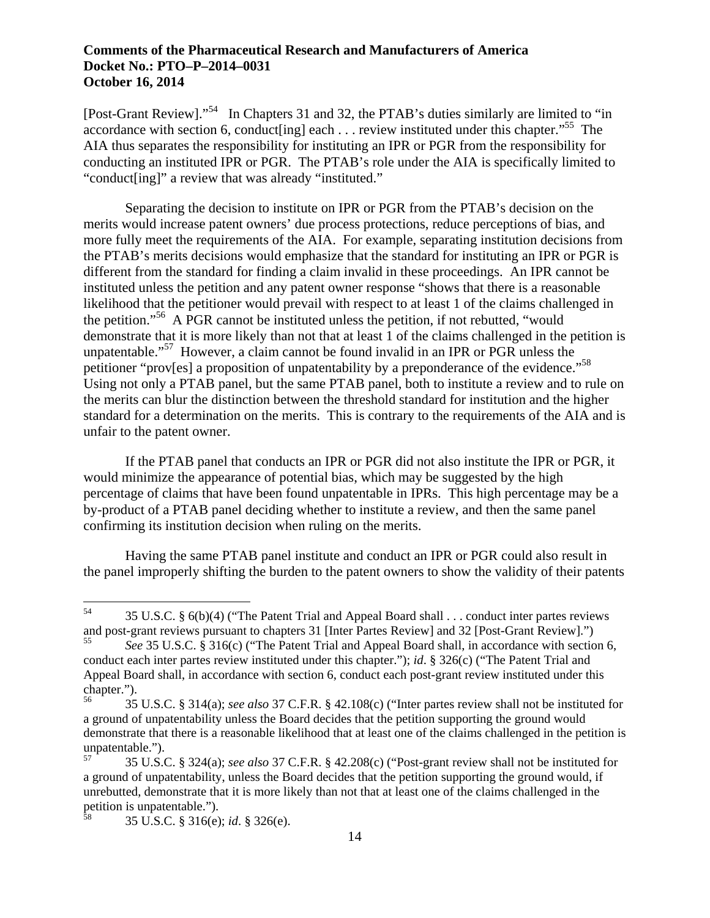[Post-Grant Review]."[54] In Chapters 31 and 32, the PTAB's duties similarly are limited to "in accordance with section 6, conduct[ing] each . . . review instituted under this chapter."[55] The AIA thus separates the responsibility for instituting an IPR or PGR from the responsibility for conducting an instituted IPR or PGR. The PTAB's role under the AIA is specifically limited to "conduct[ing]" a review that was already "instituted."

Separating the decision to institute on IPR or PGR from the PTAB's decision on the merits would increase patent owners' due process protections, reduce perceptions of bias, and more fully meet the requirements of the AIA. For example, separating institution decisions from the PTAB's merits decisions would emphasize that the standard for instituting an IPR or PGR is different from the standard for finding a claim invalid in these proceedings. An IPR cannot be instituted unless the petition and any patent owner response "shows that there is a reasonable likelihood that the petitioner would prevail with respect to at least 1 of the claims challenged in the petition."[56] A PGR cannot be instituted unless the petition, if not rebutted, "would demonstrate that it is more likely than not that at least 1 of the claims challenged in the petition is unpatentable."[57] However, a claim cannot be found invalid in an IPR or PGR unless the petitioner "prov[es] a proposition of unpatentability by a preponderance of the evidence."[58] Using not only a PTAB panel, but the same PTAB panel, both to institute a review and to rule on the merits can blur the distinction between the threshold standard for institution and the higher standard for a determination on the merits. This is contrary to the requirements of the AIA and is unfair to the patent owner.

If the PTAB panel that conducts an IPR or PGR did not also institute the IPR or PGR, it would minimize the appearance of potential bias, which may be suggested by the high percentage of claims that have been found unpatentable in IPRs. This high percentage may be a by-product of a PTAB panel deciding whether to institute a review, and then the same panel confirming its institution decision when ruling on the merits.

Having the same PTAB panel institute and conduct an IPR or PGR could also result in the panel improperly shifting the burden to the patent owners to show the validity of their patents

---

[54] 35 U.S.C. § 6(b)(4) ("The Patent Trial and Appeal Board shall . . . conduct inter partes reviews and post-grant reviews pursuant to chapters 31 [Inter Partes Review] and 32 [Post-Grant Review].")

[55] *See* 35 U.S.C. § 316(c) ("The Patent Trial and Appeal Board shall, in accordance with section 6, conduct each inter partes review instituted under this chapter."); *id*. § 326(c) ("The Patent Trial and Appeal Board shall, in accordance with section 6, conduct each post-grant review instituted under this chapter.").

[56] 35 U.S.C. § 314(a); *see also* 37 C.F.R. § 42.108(c) ("Inter partes review shall not be instituted for a ground of unpatentability unless the Board decides that the petition supporting the ground would demonstrate that there is a reasonable likelihood that at least one of the claims challenged in the petition is unpatentable.").

[57] 35 U.S.C. § 324(a); *see also* 37 C.F.R. § 42.208(c) ("Post-grant review shall not be instituted for a ground of unpatentability, unless the Board decides that the petition supporting the ground would, if unrebutted, demonstrate that it is more likely than not that at least one of the claims challenged in the petition is unpatentable.").

[58] 35 U.S.C. § 316(e); *id*. § 326(e).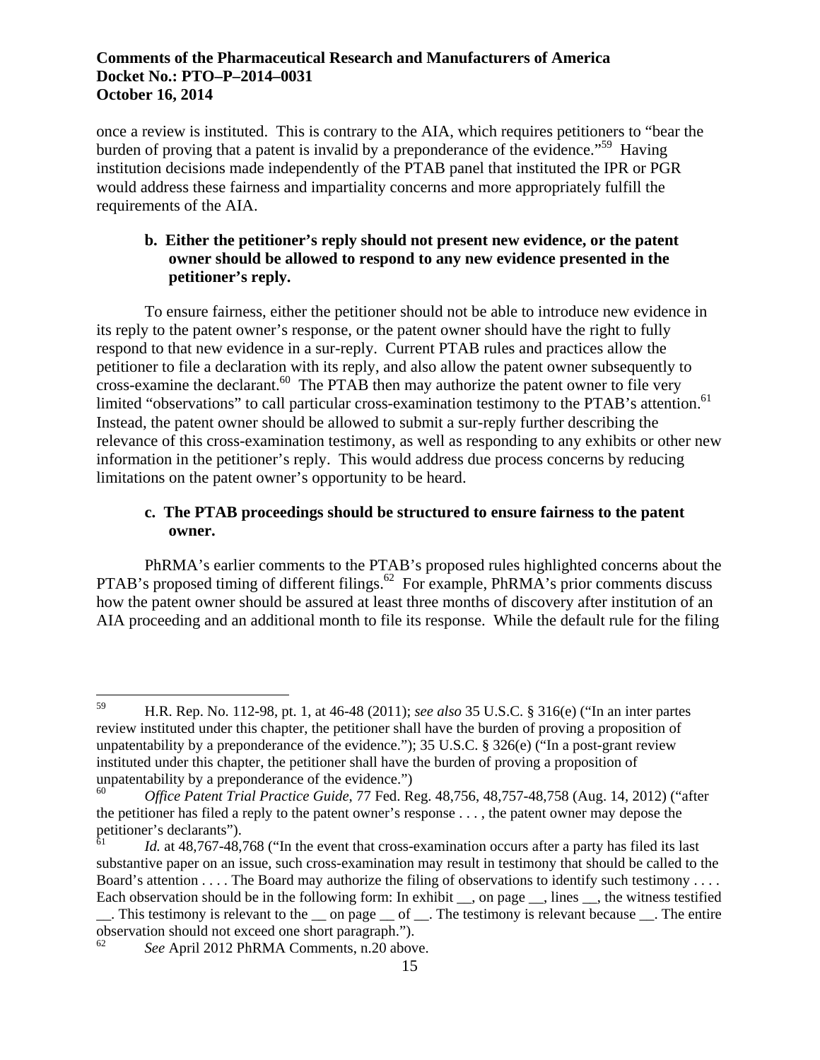once a review is instituted. This is contrary to the AIA, which requires petitioners to "bear the burden of proving that a patent is invalid by a preponderance of the evidence."[59] Having institution decisions made independently of the PTAB panel that instituted the IPR or PGR would address these fairness and impartiality concerns and more appropriately fulfill the requirements of the AIA.

### b. Either the petitioner's reply should not present new evidence, or the patent owner should be allowed to respond to any new evidence presented in the petitioner's reply.

To ensure fairness, either the petitioner should not be able to introduce new evidence in its reply to the patent owner's response, or the patent owner should have the right to fully respond to that new evidence in a sur-reply. Current PTAB rules and practices allow the petitioner to file a declaration with its reply, and also allow the patent owner subsequently to cross-examine the declarant.[60] The PTAB then may authorize the patent owner to file very limited "observations" to call particular cross-examination testimony to the PTAB's attention.[61] Instead, the patent owner should be allowed to submit a sur-reply further describing the relevance of this cross-examination testimony, as well as responding to any exhibits or other new information in the petitioner's reply. This would address due process concerns by reducing limitations on the patent owner's opportunity to be heard.

### c. The PTAB proceedings should be structured to ensure fairness to the patent owner.

PhRMA's earlier comments to the PTAB's proposed rules highlighted concerns about the PTAB's proposed timing of different filings.[62] For example, PhRMA's prior comments discuss how the patent owner should be assured at least three months of discovery after institution of an AIA proceeding and an additional month to file its response. While the default rule for the filing

---

[59] H.R. Rep. No. 112-98, pt. 1, at 46-48 (2011); *see also* 35 U.S.C. § 316(e) ("In an inter partes review instituted under this chapter, the petitioner shall have the burden of proving a proposition of unpatentability by a preponderance of the evidence."); 35 U.S.C. § 326(e) ("In a post-grant review instituted under this chapter, the petitioner shall have the burden of proving a proposition of unpatentability by a preponderance of the evidence.")

[60] *Office Patent Trial Practice Guide*, 77 Fed. Reg. 48,756, 48,757-48,758 (Aug. 14, 2012) ("after the petitioner has filed a reply to the patent owner's response . . . , the patent owner may depose the petitioner's declarants").

[61] *Id.* at 48,767-48,768 ("In the event that cross-examination occurs after a party has filed its last substantive paper on an issue, such cross-examination may result in testimony that should be called to the Board's attention . . . . The Board may authorize the filing of observations to identify such testimony . . . . Each observation should be in the following form: In exhibit __, on page __, lines __, the witness testified __. This testimony is relevant to the __ on page __ of __. The testimony is relevant because __. The entire observation should not exceed one short paragraph.").

[62] *See* April 2012 PhRMA Comments, n.20 above.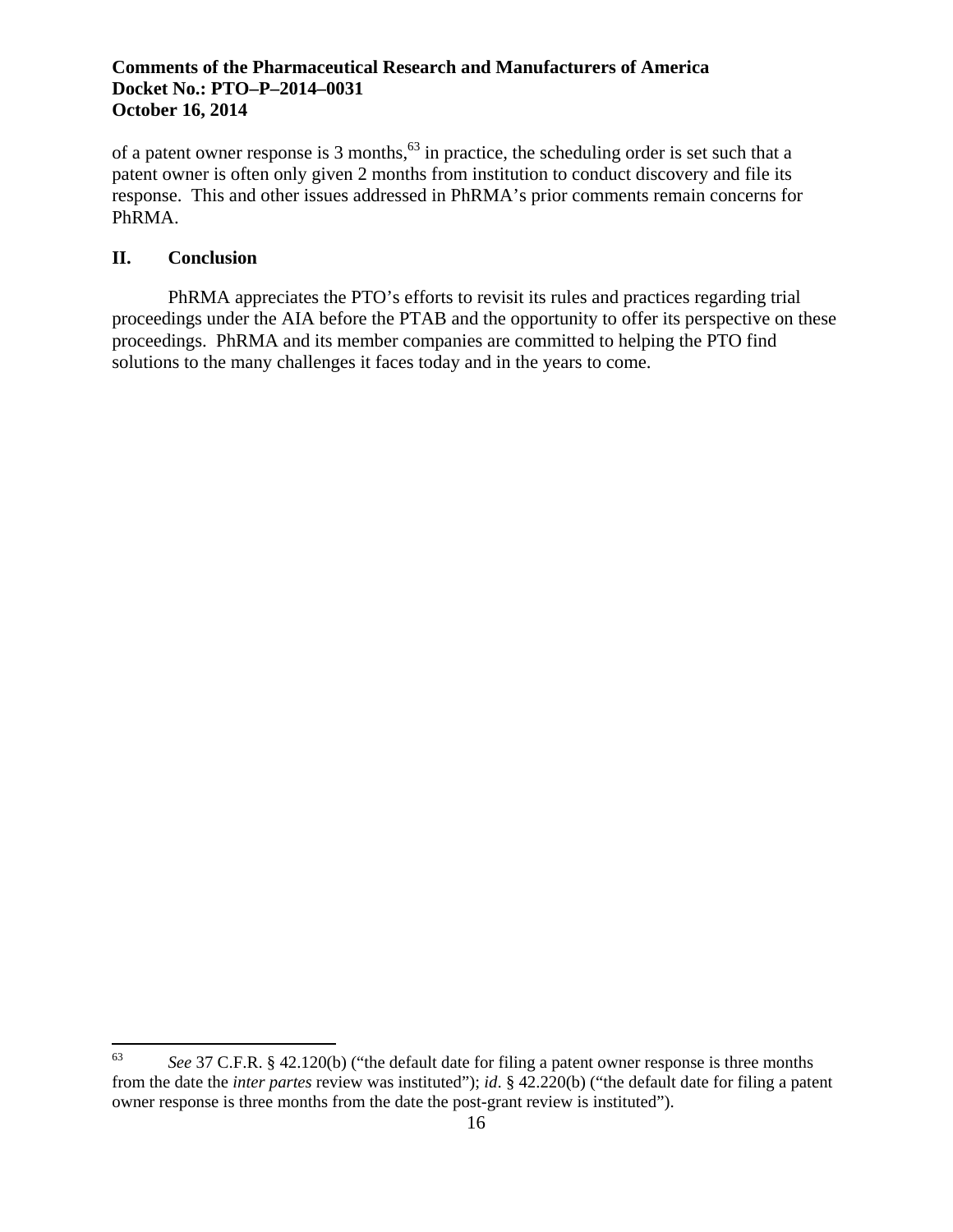of a patent owner response is 3 months,[63] in practice, the scheduling order is set such that a patent owner is often only given 2 months from institution to conduct discovery and file its response. This and other issues addressed in PhRMA's prior comments remain concerns for PhRMA.

## II. Conclusion

PhRMA appreciates the PTO's efforts to revisit its rules and practices regarding trial proceedings under the AIA before the PTAB and the opportunity to offer its perspective on these proceedings. PhRMA and its member companies are committed to helping the PTO find solutions to the many challenges it faces today and in the years to come.

---

[63] *See* 37 C.F.R. § 42.120(b) ("the default date for filing a patent owner response is three months from the date the *inter partes* review was instituted"); *id*. § 42.220(b) ("the default date for filing a patent owner response is three months from the date the post-grant review is instituted").